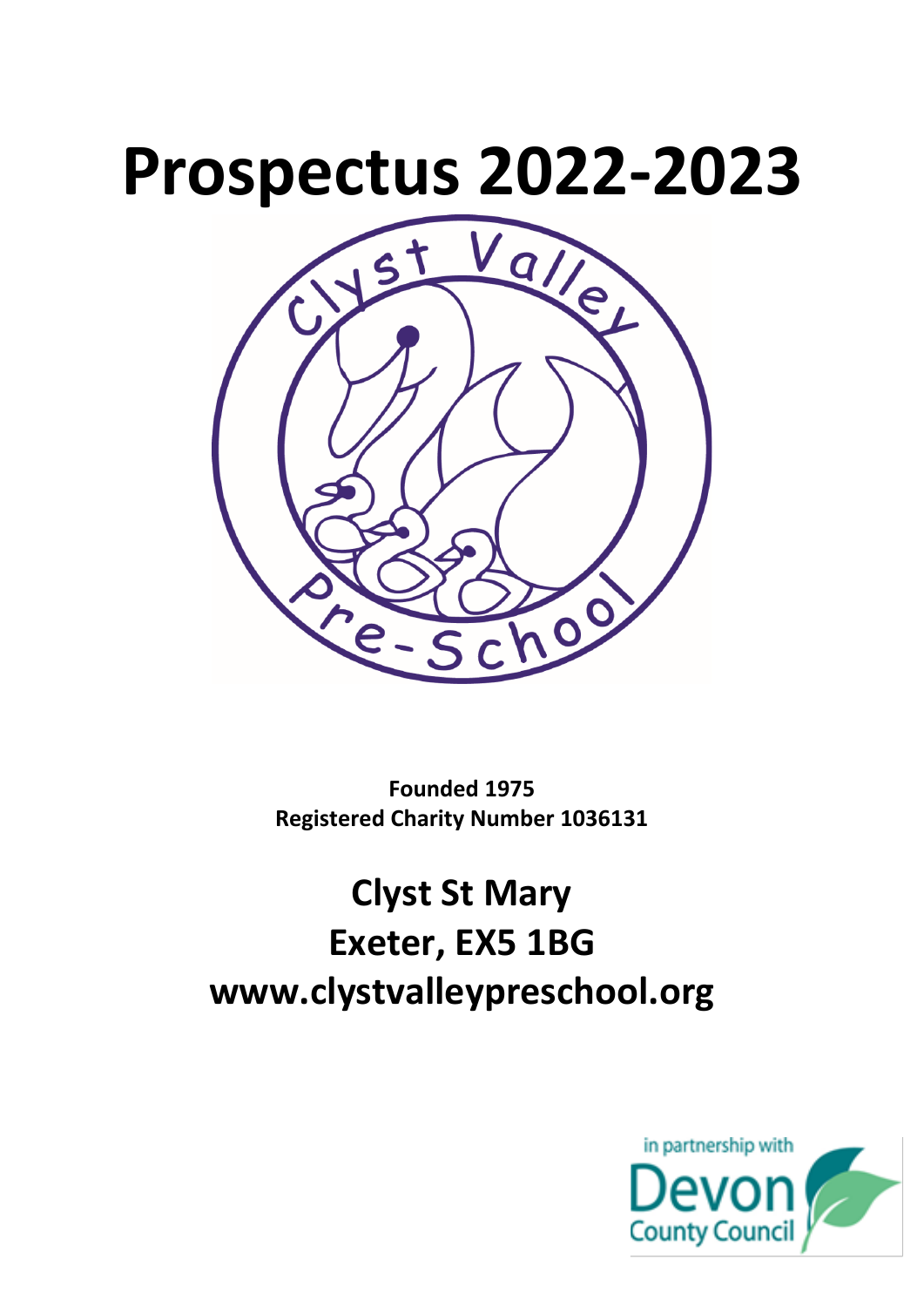# Prospectus 2022-2023

**Founded 1975**
**Registered Charity Number 1036131**

## Clyst St Mary
## Exeter, EX5 1BG
## www.clystvalleypreschool.org

in partnership with Devon County Council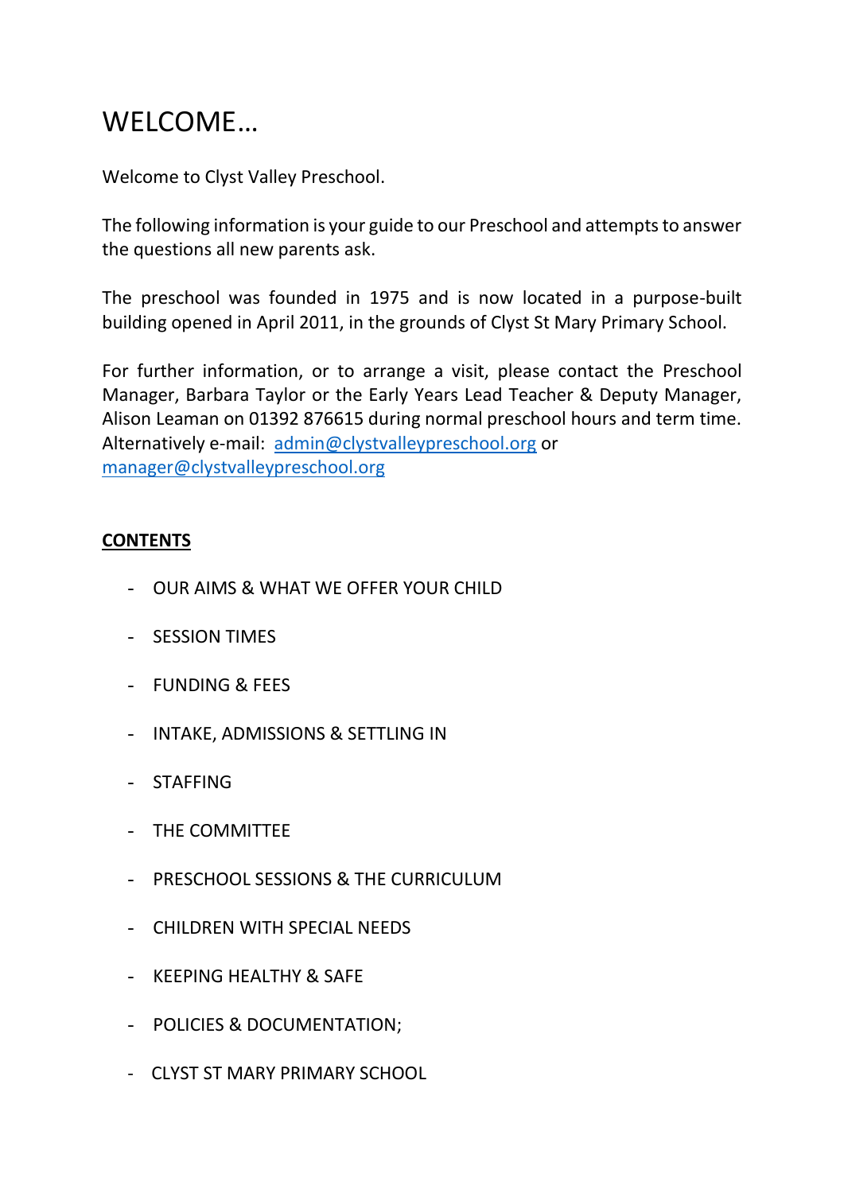# WELCOME…

Welcome to Clyst Valley Preschool.

The following information is your guide to our Preschool and attempts to answer the questions all new parents ask.

The preschool was founded in 1975 and is now located in a purpose-built building opened in April 2011, in the grounds of Clyst St Mary Primary School.

For further information, or to arrange a visit, please contact the Preschool Manager, Barbara Taylor or the Early Years Lead Teacher & Deputy Manager, Alison Leaman on 01392 876615 during normal preschool hours and term time. Alternatively e-mail: admin@clystvalleypreschool.org or manager@clystvalleypreschool.org

**CONTENTS**

- OUR AIMS & WHAT WE OFFER YOUR CHILD
- SESSION TIMES
- FUNDING & FEES
- INTAKE, ADMISSIONS & SETTLING IN
- STAFFING
- THE COMMITTEE
- PRESCHOOL SESSIONS & THE CURRICULUM
- CHILDREN WITH SPECIAL NEEDS
- KEEPING HEALTHY & SAFE
- POLICIES & DOCUMENTATION;
- CLYST ST MARY PRIMARY SCHOOL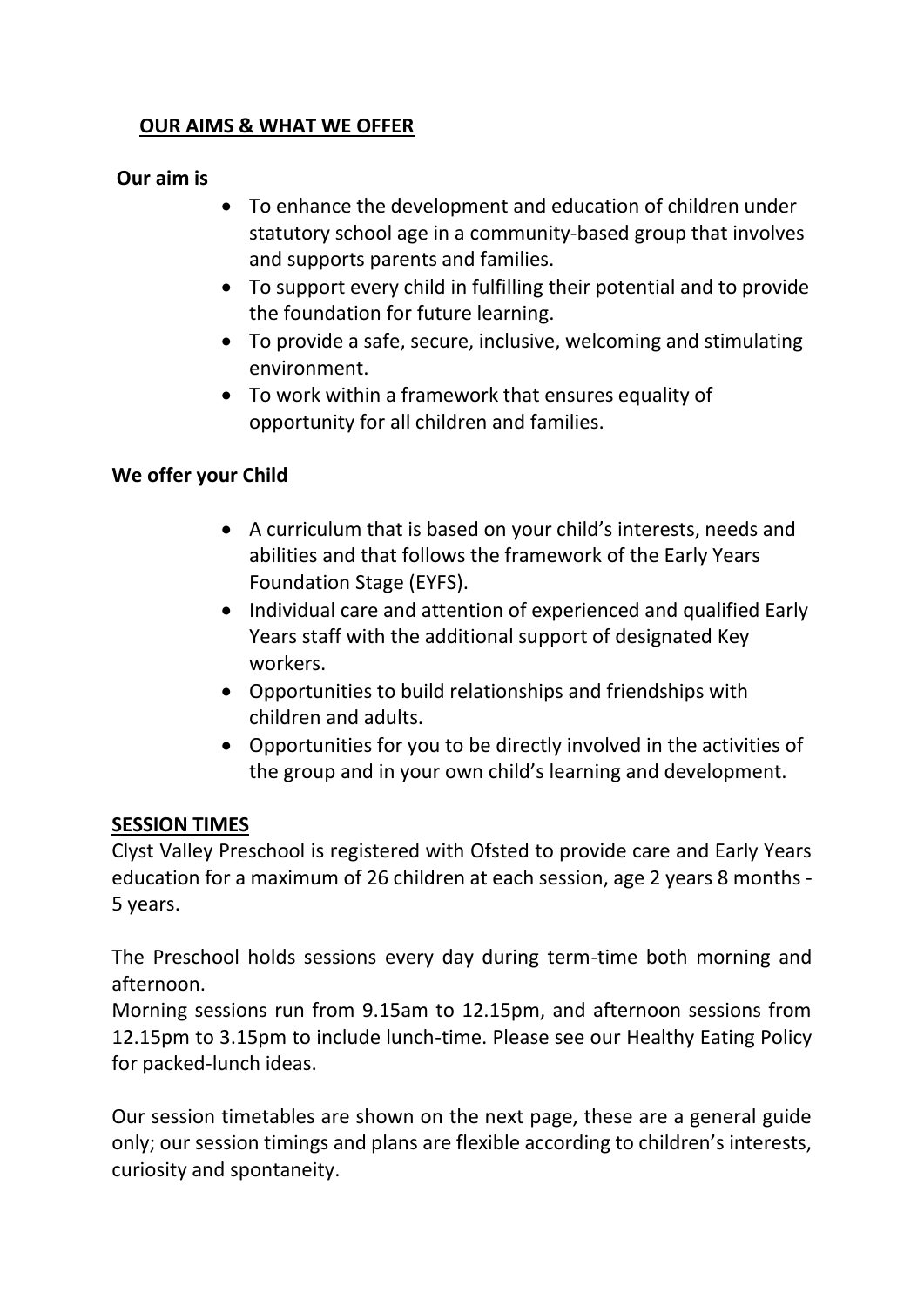## OUR AIMS & WHAT WE OFFER

**Our aim is**

- To enhance the development and education of children under statutory school age in a community-based group that involves and supports parents and families.
- To support every child in fulfilling their potential and to provide the foundation for future learning.
- To provide a safe, secure, inclusive, welcoming and stimulating environment.
- To work within a framework that ensures equality of opportunity for all children and families.

**We offer your Child**

- A curriculum that is based on your child's interests, needs and abilities and that follows the framework of the Early Years Foundation Stage (EYFS).
- Individual care and attention of experienced and qualified Early Years staff with the additional support of designated Key workers.
- Opportunities to build relationships and friendships with children and adults.
- Opportunities for you to be directly involved in the activities of the group and in your own child's learning and development.

## SESSION TIMES

Clyst Valley Preschool is registered with Ofsted to provide care and Early Years education for a maximum of 26 children at each session, age 2 years 8 months - 5 years.

The Preschool holds sessions every day during term-time both morning and afternoon.

Morning sessions run from 9.15am to 12.15pm, and afternoon sessions from 12.15pm to 3.15pm to include lunch-time. Please see our Healthy Eating Policy for packed-lunch ideas.

Our session timetables are shown on the next page, these are a general guide only; our session timings and plans are flexible according to children's interests, curiosity and spontaneity.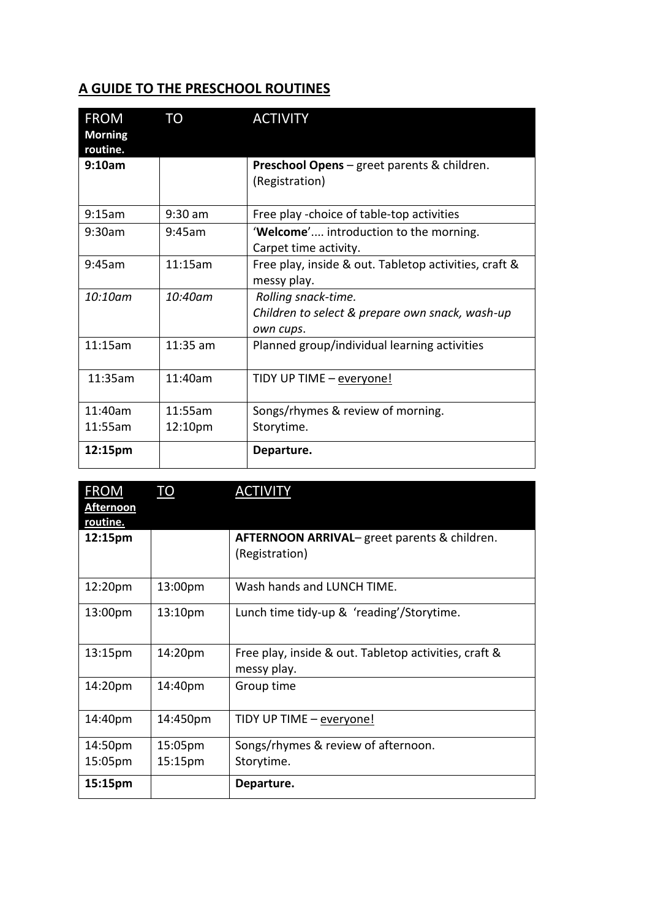## A GUIDE TO THE PRESCHOOL ROUTINES

| FROM **Morning routine.** | TO | ACTIVITY |
|---|---|---|
| **9:10am** | | **Preschool Opens** – greet parents & children. (Registration) |
| 9:15am | 9:30 am | Free play -choice of table-top activities |
| 9:30am | 9:45am | '**Welcome**'.... introduction to the morning. Carpet time activity. |
| 9:45am | 11:15am | Free play, inside & out. Tabletop activities, craft & messy play. |
| *10:10am* | *10:40am* | *Rolling snack-time. Children to select & prepare own snack, wash-up own cups.* |
| 11:15am | 11:35 am | Planned group/individual learning activities |
| 11:35am | 11:40am | TIDY UP TIME – <u>everyone!</u> |
| 11:40am<br>11:55am | 11:55am<br>12:10pm | Songs/rhymes & review of morning.<br>Storytime. |
| **12:15pm** | | **Departure.** |

| <u>FROM</u> **<u>Afternoon routine.</u>** | <u>TO</u> | <u>ACTIVITY</u> |
|---|---|---|
| **12:15pm** | | **AFTERNOON ARRIVAL**– greet parents & children. (Registration) |
| 12:20pm | 13:00pm | Wash hands and LUNCH TIME. |
| 13:00pm | 13:10pm | Lunch time tidy-up & 'reading'/Storytime. |
| 13:15pm | 14:20pm | Free play, inside & out. Tabletop activities, craft & messy play. |
| 14:20pm | 14:40pm | Group time |
| 14:40pm | 14:450pm | TIDY UP TIME – <u>everyone!</u> |
| 14:50pm<br>15:05pm | 15:05pm<br>15:15pm | Songs/rhymes & review of afternoon.<br>Storytime. |
| **15:15pm** | | **Departure.** |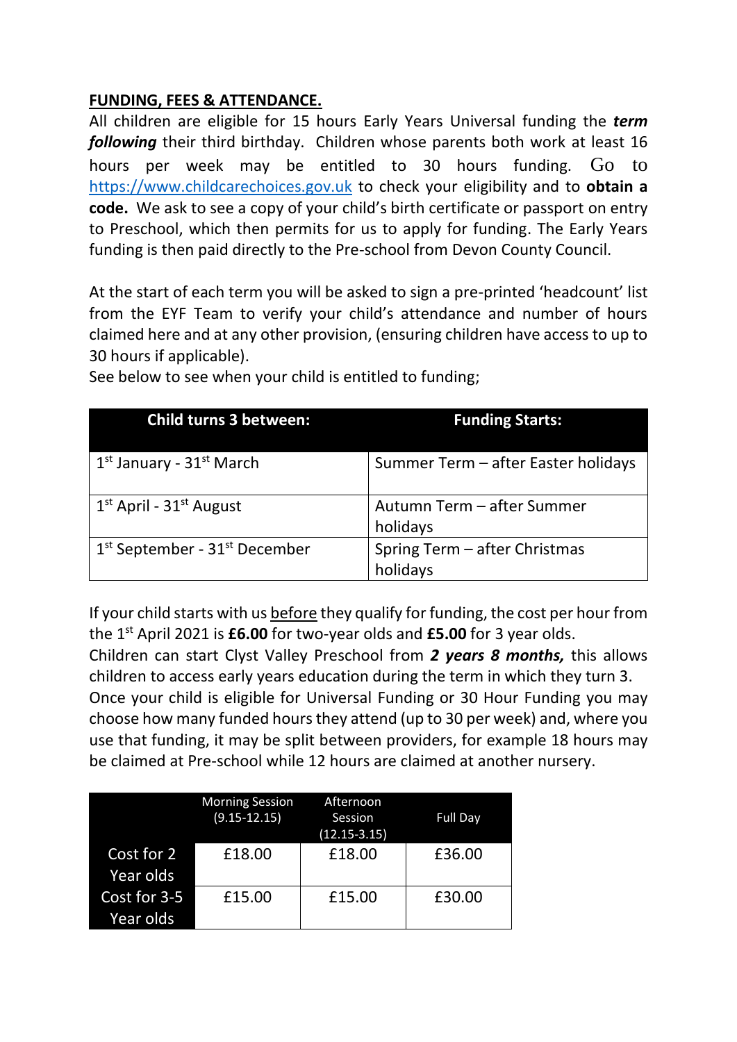## **FUNDING, FEES & ATTENDANCE.**

All children are eligible for 15 hours Early Years Universal funding the ***term following*** their third birthday. Children whose parents both work at least 16 hours per week may be entitled to 30 hours funding. Go to https://www.childcarechoices.gov.uk to check your eligibility and to **obtain a code.** We ask to see a copy of your child's birth certificate or passport on entry to Preschool, which then permits for us to apply for funding. The Early Years funding is then paid directly to the Pre-school from Devon County Council.

At the start of each term you will be asked to sign a pre-printed 'headcount' list from the EYF Team to verify your child's attendance and number of hours claimed here and at any other provision, (ensuring children have access to up to 30 hours if applicable).

See below to see when your child is entitled to funding;

| Child turns 3 between: | Funding Starts: |
|---|---|
| 1st January - 31st March | Summer Term – after Easter holidays |
| 1st April - 31st August | Autumn Term – after Summer holidays |
| 1st September - 31st December | Spring Term – after Christmas holidays |

If your child starts with us before they qualify for funding, the cost per hour from the 1st April 2021 is **£6.00** for two-year olds and **£5.00** for 3 year olds.

Children can start Clyst Valley Preschool from ***2 years 8 months,*** this allows children to access early years education during the term in which they turn 3.

Once your child is eligible for Universal Funding or 30 Hour Funding you may choose how many funded hours they attend (up to 30 per week) and, where you use that funding, it may be split between providers, for example 18 hours may be claimed at Pre-school while 12 hours are claimed at another nursery.

| | Morning Session (9.15-12.15) | Afternoon Session (12.15-3.15) | Full Day |
|---|---|---|---|
| Cost for 2 Year olds | £18.00 | £18.00 | £36.00 |
| Cost for 3-5 Year olds | £15.00 | £15.00 | £30.00 |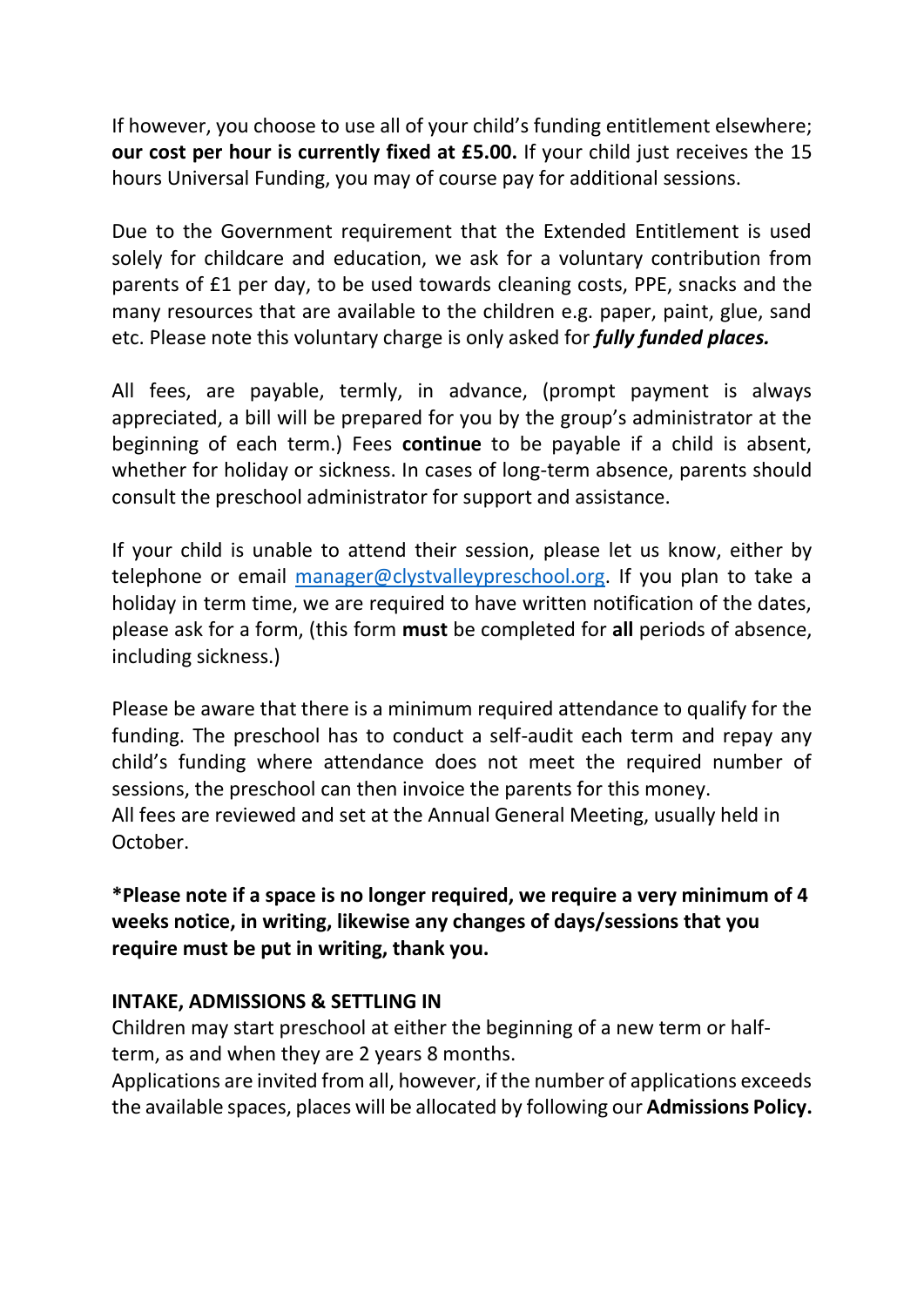If however, you choose to use all of your child's funding entitlement elsewhere; **our cost per hour is currently fixed at £5.00.** If your child just receives the 15 hours Universal Funding, you may of course pay for additional sessions.

Due to the Government requirement that the Extended Entitlement is used solely for childcare and education, we ask for a voluntary contribution from parents of £1 per day, to be used towards cleaning costs, PPE, snacks and the many resources that are available to the children e.g. paper, paint, glue, sand etc. Please note this voluntary charge is only asked for ***fully funded places.***

All fees, are payable, termly, in advance, (prompt payment is always appreciated, a bill will be prepared for you by the group's administrator at the beginning of each term.) Fees **continue** to be payable if a child is absent, whether for holiday or sickness. In cases of long-term absence, parents should consult the preschool administrator for support and assistance.

If your child is unable to attend their session, please let us know, either by telephone or email manager@clystvalleypreschool.org. If you plan to take a holiday in term time, we are required to have written notification of the dates, please ask for a form, (this form **must** be completed for **all** periods of absence, including sickness.)

Please be aware that there is a minimum required attendance to qualify for the funding. The preschool has to conduct a self-audit each term and repay any child's funding where attendance does not meet the required number of sessions, the preschool can then invoice the parents for this money.
All fees are reviewed and set at the Annual General Meeting, usually held in October.

**\*Please note if a space is no longer required, we require a very minimum of 4 weeks notice, in writing, likewise any changes of days/sessions that you require must be put in writing, thank you.**

**INTAKE, ADMISSIONS & SETTLING IN**
Children may start preschool at either the beginning of a new term or half-term, as and when they are 2 years 8 months.
Applications are invited from all, however, if the number of applications exceeds the available spaces, places will be allocated by following our **Admissions Policy.**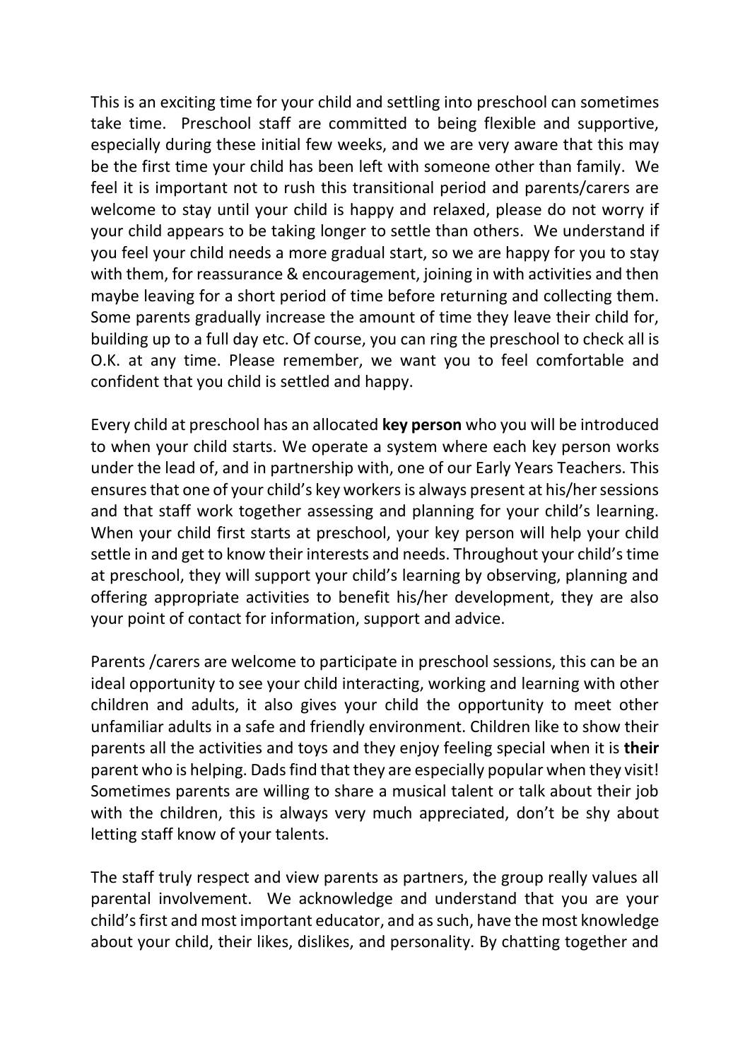This is an exciting time for your child and settling into preschool can sometimes take time. Preschool staff are committed to being flexible and supportive, especially during these initial few weeks, and we are very aware that this may be the first time your child has been left with someone other than family. We feel it is important not to rush this transitional period and parents/carers are welcome to stay until your child is happy and relaxed, please do not worry if your child appears to be taking longer to settle than others. We understand if you feel your child needs a more gradual start, so we are happy for you to stay with them, for reassurance & encouragement, joining in with activities and then maybe leaving for a short period of time before returning and collecting them. Some parents gradually increase the amount of time they leave their child for, building up to a full day etc. Of course, you can ring the preschool to check all is O.K. at any time. Please remember, we want you to feel comfortable and confident that you child is settled and happy.

Every child at preschool has an allocated **key person** who you will be introduced to when your child starts. We operate a system where each key person works under the lead of, and in partnership with, one of our Early Years Teachers. This ensures that one of your child's key workers is always present at his/her sessions and that staff work together assessing and planning for your child's learning. When your child first starts at preschool, your key person will help your child settle in and get to know their interests and needs. Throughout your child's time at preschool, they will support your child's learning by observing, planning and offering appropriate activities to benefit his/her development, they are also your point of contact for information, support and advice.

Parents /carers are welcome to participate in preschool sessions, this can be an ideal opportunity to see your child interacting, working and learning with other children and adults, it also gives your child the opportunity to meet other unfamiliar adults in a safe and friendly environment. Children like to show their parents all the activities and toys and they enjoy feeling special when it is **their** parent who is helping. Dads find that they are especially popular when they visit! Sometimes parents are willing to share a musical talent or talk about their job with the children, this is always very much appreciated, don't be shy about letting staff know of your talents.

The staff truly respect and view parents as partners, the group really values all parental involvement. We acknowledge and understand that you are your child's first and most important educator, and as such, have the most knowledge about your child, their likes, dislikes, and personality. By chatting together and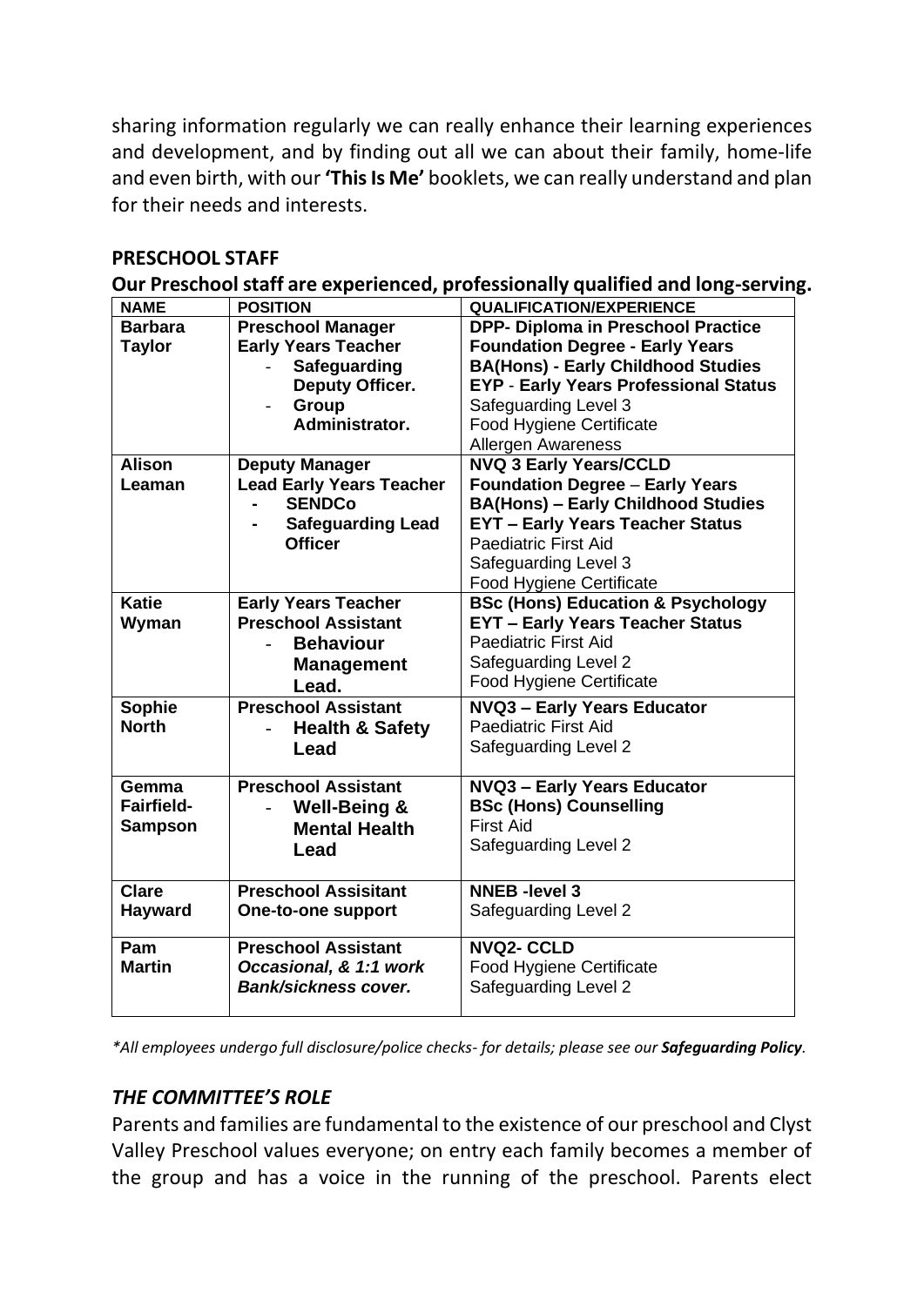sharing information regularly we can really enhance their learning experiences and development, and by finding out all we can about their family, home-life and even birth, with our **'This Is Me'** booklets, we can really understand and plan for their needs and interests.

**PRESCHOOL STAFF**

**Our Preschool staff are experienced, professionally qualified and long-serving.**

| NAME | POSITION | QUALIFICATION/EXPERIENCE |
|---|---|---|
| **Barbara Taylor** | **Preschool Manager**<br>**Early Years Teacher**<br>- **Safeguarding Deputy Officer.**<br>- **Group Administrator.** | **DPP- Diploma in Preschool Practice**<br>**Foundation Degree - Early Years**<br>**BA(Hons) - Early Childhood Studies**<br>**EYP - Early Years Professional Status**<br>Safeguarding Level 3<br>Food Hygiene Certificate<br>Allergen Awareness |
| **Alison Leaman** | **Deputy Manager**<br>**Lead Early Years Teacher**<br>- **SENDCo**<br>- **Safeguarding Lead Officer** | **NVQ 3 Early Years/CCLD**<br>**Foundation Degree – Early Years**<br>**BA(Hons) – Early Childhood Studies**<br>**EYT – Early Years Teacher Status**<br>Paediatric First Aid<br>Safeguarding Level 3<br>Food Hygiene Certificate |
| **Katie Wyman** | **Early Years Teacher**<br>**Preschool Assistant**<br>- **Behaviour Management Lead.** | **BSc (Hons) Education & Psychology**<br>**EYT – Early Years Teacher Status**<br>Paediatric First Aid<br>Safeguarding Level 2<br>Food Hygiene Certificate |
| **Sophie North** | **Preschool Assistant**<br>- **Health & Safety Lead** | **NVQ3 – Early Years Educator**<br>Paediatric First Aid<br>Safeguarding Level 2 |
| **Gemma Fairfield-Sampson** | **Preschool Assistant**<br>- **Well-Being & Mental Health Lead** | **NVQ3 – Early Years Educator**<br>**BSc (Hons) Counselling**<br>First Aid<br>Safeguarding Level 2 |
| **Clare Hayward** | **Preschool Assisitant**<br>**One-to-one support** | **NNEB -level 3**<br>Safeguarding Level 2 |
| **Pam Martin** | **Preschool Assistant**<br>***Occasional, & 1:1 work***<br>***Bank/sickness cover.*** | **NVQ2- CCLD**<br>Food Hygiene Certificate<br>Safeguarding Level 2 |

*\*All employees undergo full disclosure/police checks- for details; please see our **Safeguarding Policy**.*

## *THE COMMITTEE'S ROLE*

Parents and families are fundamental to the existence of our preschool and Clyst Valley Preschool values everyone; on entry each family becomes a member of the group and has a voice in the running of the preschool. Parents elect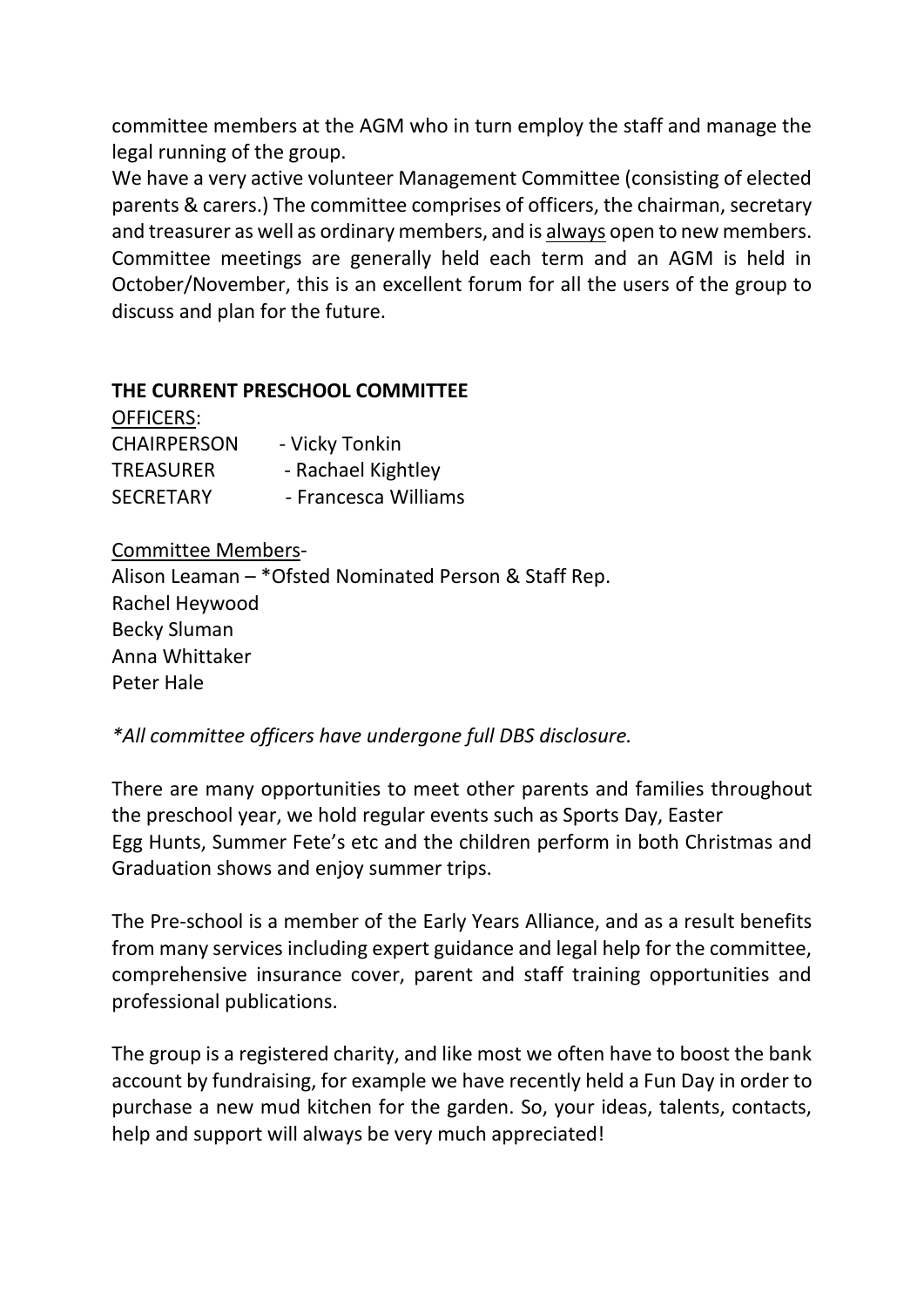committee members at the AGM who in turn employ the staff and manage the legal running of the group.

We have a very active volunteer Management Committee (consisting of elected parents & carers.) The committee comprises of officers, the chairman, secretary and treasurer as well as ordinary members, and is <u>always</u> open to new members. Committee meetings are generally held each term and an AGM is held in October/November, this is an excellent forum for all the users of the group to discuss and plan for the future.

**THE CURRENT PRESCHOOL COMMITTEE**

<u>OFFICERS</u>:

CHAIRPERSON - Vicky Tonkin
TREASURER - Rachael Kightley
SECRETARY - Francesca Williams

<u>Committee Members</u>-

Alison Leaman – *Ofsted Nominated Person & Staff Rep.
Rachel Heywood
Becky Sluman
Anna Whittaker
Peter Hale

*\*All committee officers have undergone full DBS disclosure.*

There are many opportunities to meet other parents and families throughout the preschool year, we hold regular events such as Sports Day, Easter Egg Hunts, Summer Fete's etc and the children perform in both Christmas and Graduation shows and enjoy summer trips.

The Pre-school is a member of the Early Years Alliance, and as a result benefits from many services including expert guidance and legal help for the committee, comprehensive insurance cover, parent and staff training opportunities and professional publications.

The group is a registered charity, and like most we often have to boost the bank account by fundraising, for example we have recently held a Fun Day in order to purchase a new mud kitchen for the garden. So, your ideas, talents, contacts, help and support will always be very much appreciated!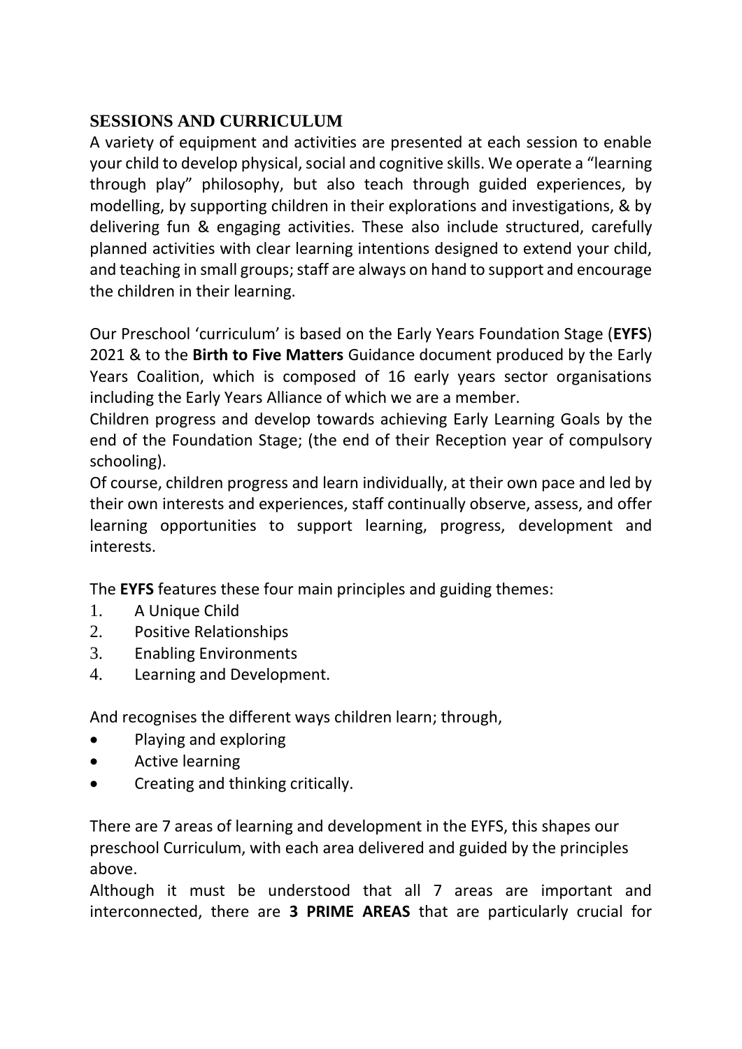## SESSIONS AND CURRICULUM

A variety of equipment and activities are presented at each session to enable your child to develop physical, social and cognitive skills. We operate a "learning through play" philosophy, but also teach through guided experiences, by modelling, by supporting children in their explorations and investigations, & by delivering fun & engaging activities. These also include structured, carefully planned activities with clear learning intentions designed to extend your child, and teaching in small groups; staff are always on hand to support and encourage the children in their learning.

Our Preschool 'curriculum' is based on the Early Years Foundation Stage (**EYFS**) 2021 & to the **Birth to Five Matters** Guidance document produced by the Early Years Coalition, which is composed of 16 early years sector organisations including the Early Years Alliance of which we are a member.

Children progress and develop towards achieving Early Learning Goals by the end of the Foundation Stage; (the end of their Reception year of compulsory schooling).

Of course, children progress and learn individually, at their own pace and led by their own interests and experiences, staff continually observe, assess, and offer learning opportunities to support learning, progress, development and interests.

The **EYFS** features these four main principles and guiding themes:

1. A Unique Child
2. Positive Relationships
3. Enabling Environments
4. Learning and Development.

And recognises the different ways children learn; through,

- Playing and exploring
- Active learning
- Creating and thinking critically.

There are 7 areas of learning and development in the EYFS, this shapes our preschool Curriculum, with each area delivered and guided by the principles above.

Although it must be understood that all 7 areas are important and interconnected, there are **3 PRIME AREAS** that are particularly crucial for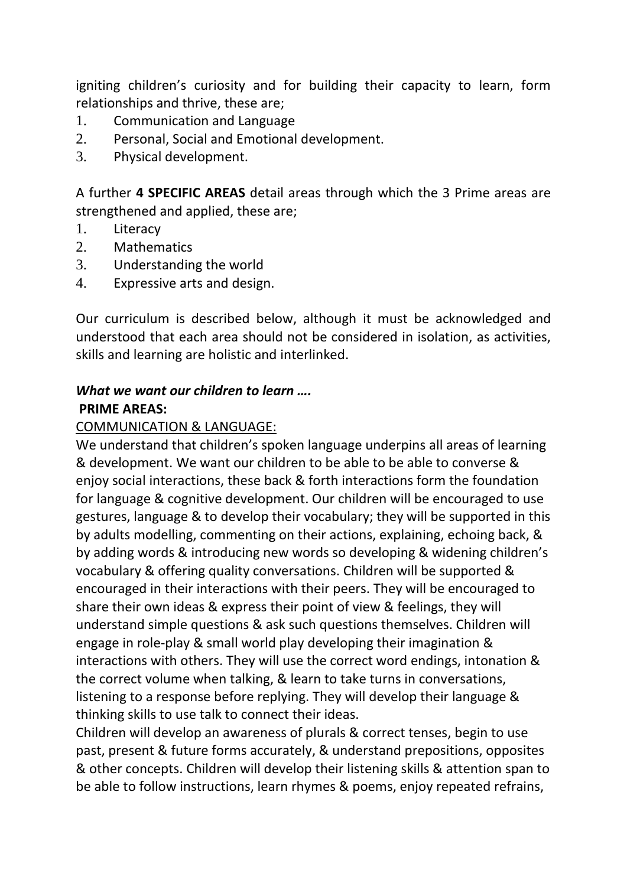igniting children's curiosity and for building their capacity to learn, form relationships and thrive, these are;

1. Communication and Language
2. Personal, Social and Emotional development.
3. Physical development.

A further **4 SPECIFIC AREAS** detail areas through which the 3 Prime areas are strengthened and applied, these are;

1. Literacy
2. Mathematics
3. Understanding the world
4. Expressive arts and design.

Our curriculum is described below, although it must be acknowledged and understood that each area should not be considered in isolation, as activities, skills and learning are holistic and interlinked.

***What we want our children to learn ….***

**PRIME AREAS:**

<u>COMMUNICATION & LANGUAGE:</u>

We understand that children's spoken language underpins all areas of learning & development. We want our children to be able to be able to converse & enjoy social interactions, these back & forth interactions form the foundation for language & cognitive development. Our children will be encouraged to use gestures, language & to develop their vocabulary; they will be supported in this by adults modelling, commenting on their actions, explaining, echoing back, & by adding words & introducing new words so developing & widening children's vocabulary & offering quality conversations. Children will be supported & encouraged in their interactions with their peers. They will be encouraged to share their own ideas & express their point of view & feelings, they will understand simple questions & ask such questions themselves. Children will engage in role-play & small world play developing their imagination & interactions with others. They will use the correct word endings, intonation & the correct volume when talking, & learn to take turns in conversations, listening to a response before replying. They will develop their language & thinking skills to use talk to connect their ideas.

Children will develop an awareness of plurals & correct tenses, begin to use past, present & future forms accurately, & understand prepositions, opposites & other concepts. Children will develop their listening skills & attention span to be able to follow instructions, learn rhymes & poems, enjoy repeated refrains,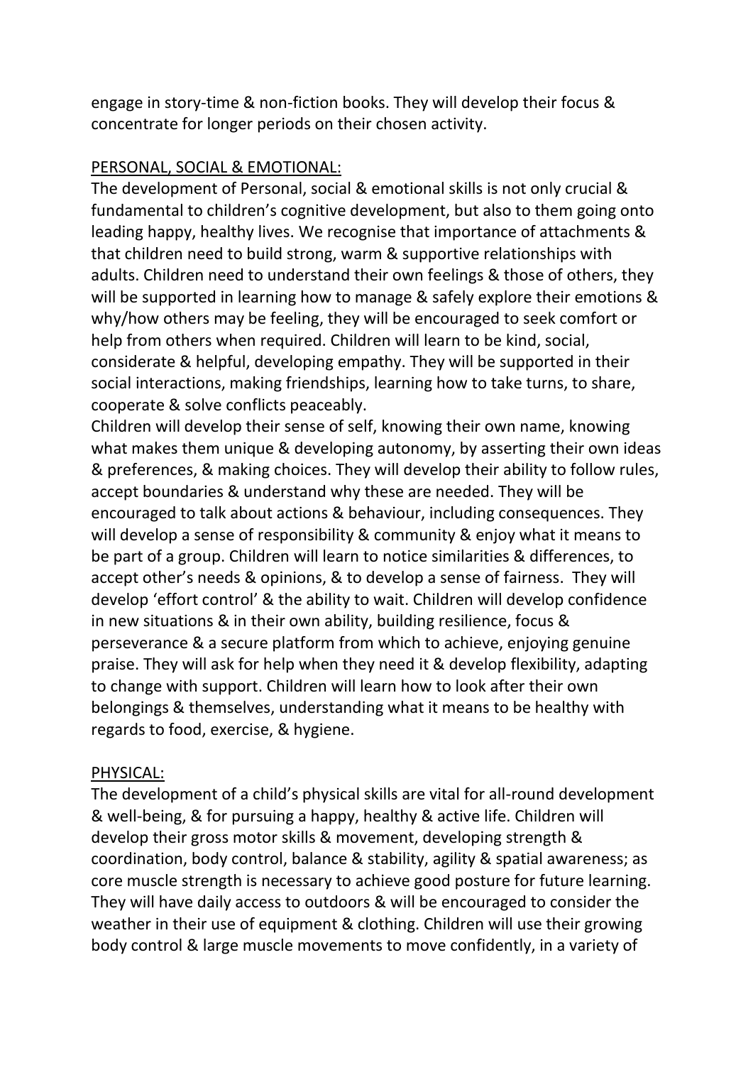engage in story-time & non-fiction books. They will develop their focus & concentrate for longer periods on their chosen activity.

<u>PERSONAL, SOCIAL & EMOTIONAL:</u>

The development of Personal, social & emotional skills is not only crucial & fundamental to children's cognitive development, but also to them going onto leading happy, healthy lives. We recognise that importance of attachments & that children need to build strong, warm & supportive relationships with adults. Children need to understand their own feelings & those of others, they will be supported in learning how to manage & safely explore their emotions & why/how others may be feeling, they will be encouraged to seek comfort or help from others when required. Children will learn to be kind, social, considerate & helpful, developing empathy. They will be supported in their social interactions, making friendships, learning how to take turns, to share, cooperate & solve conflicts peaceably.

Children will develop their sense of self, knowing their own name, knowing what makes them unique & developing autonomy, by asserting their own ideas & preferences, & making choices. They will develop their ability to follow rules, accept boundaries & understand why these are needed. They will be encouraged to talk about actions & behaviour, including consequences. They will develop a sense of responsibility & community & enjoy what it means to be part of a group. Children will learn to notice similarities & differences, to accept other's needs & opinions, & to develop a sense of fairness. They will develop 'effort control' & the ability to wait. Children will develop confidence in new situations & in their own ability, building resilience, focus & perseverance & a secure platform from which to achieve, enjoying genuine praise. They will ask for help when they need it & develop flexibility, adapting to change with support. Children will learn how to look after their own belongings & themselves, understanding what it means to be healthy with regards to food, exercise, & hygiene.

<u>PHYSICAL:</u>

The development of a child's physical skills are vital for all-round development & well-being, & for pursuing a happy, healthy & active life. Children will develop their gross motor skills & movement, developing strength & coordination, body control, balance & stability, agility & spatial awareness; as core muscle strength is necessary to achieve good posture for future learning. They will have daily access to outdoors & will be encouraged to consider the weather in their use of equipment & clothing. Children will use their growing body control & large muscle movements to move confidently, in a variety of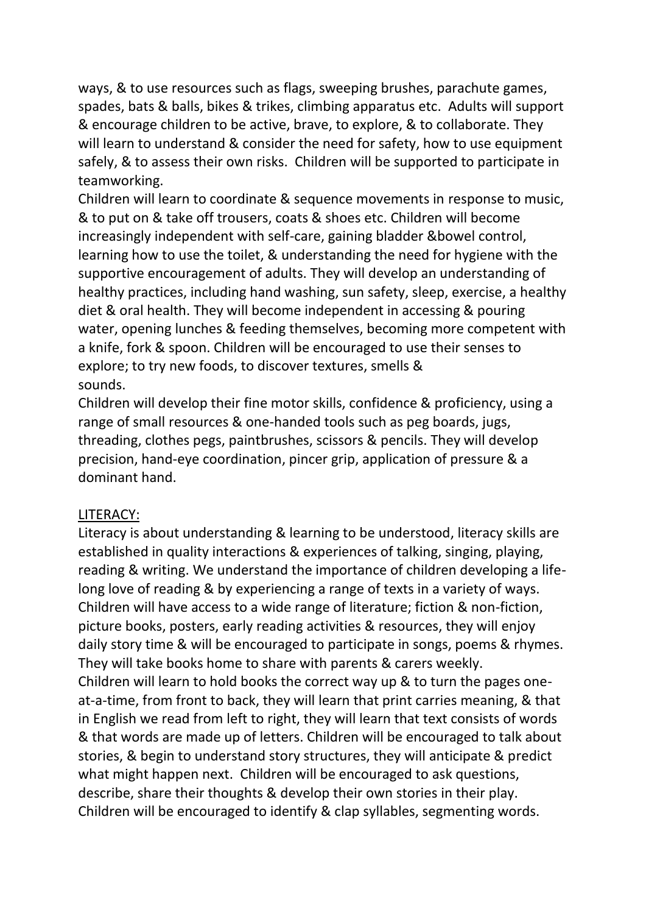ways, & to use resources such as flags, sweeping brushes, parachute games, spades, bats & balls, bikes & trikes, climbing apparatus etc. Adults will support & encourage children to be active, brave, to explore, & to collaborate. They will learn to understand & consider the need for safety, how to use equipment safely, & to assess their own risks. Children will be supported to participate in teamworking.

Children will learn to coordinate & sequence movements in response to music, & to put on & take off trousers, coats & shoes etc. Children will become increasingly independent with self-care, gaining bladder &bowel control, learning how to use the toilet, & understanding the need for hygiene with the supportive encouragement of adults. They will develop an understanding of healthy practices, including hand washing, sun safety, sleep, exercise, a healthy diet & oral health. They will become independent in accessing & pouring water, opening lunches & feeding themselves, becoming more competent with a knife, fork & spoon. Children will be encouraged to use their senses to explore; to try new foods, to discover textures, smells & sounds.

Children will develop their fine motor skills, confidence & proficiency, using a range of small resources & one-handed tools such as peg boards, jugs, threading, clothes pegs, paintbrushes, scissors & pencils. They will develop precision, hand-eye coordination, pincer grip, application of pressure & a dominant hand.

<u>LITERACY:</u>

Literacy is about understanding & learning to be understood, literacy skills are established in quality interactions & experiences of talking, singing, playing, reading & writing. We understand the importance of children developing a life-long love of reading & by experiencing a range of texts in a variety of ways. Children will have access to a wide range of literature; fiction & non-fiction, picture books, posters, early reading activities & resources, they will enjoy daily story time & will be encouraged to participate in songs, poems & rhymes. They will take books home to share with parents & carers weekly.

Children will learn to hold books the correct way up & to turn the pages one-at-a-time, from front to back, they will learn that print carries meaning, & that in English we read from left to right, they will learn that text consists of words & that words are made up of letters. Children will be encouraged to talk about stories, & begin to understand story structures, they will anticipate & predict what might happen next. Children will be encouraged to ask questions, describe, share their thoughts & develop their own stories in their play. Children will be encouraged to identify & clap syllables, segmenting words.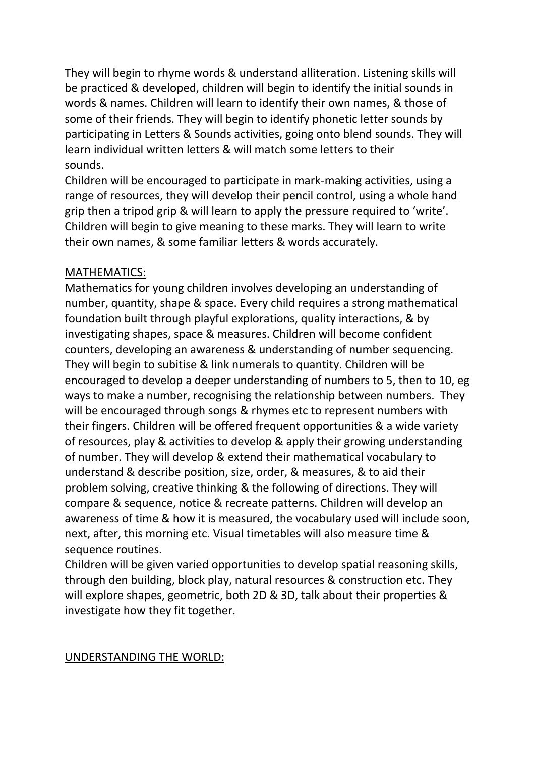They will begin to rhyme words & understand alliteration. Listening skills will be practiced & developed, children will begin to identify the initial sounds in words & names. Children will learn to identify their own names, & those of some of their friends. They will begin to identify phonetic letter sounds by participating in Letters & Sounds activities, going onto blend sounds. They will learn individual written letters & will match some letters to their sounds.

Children will be encouraged to participate in mark-making activities, using a range of resources, they will develop their pencil control, using a whole hand grip then a tripod grip & will learn to apply the pressure required to 'write'. Children will begin to give meaning to these marks. They will learn to write their own names, & some familiar letters & words accurately.

<u>MATHEMATICS:</u>

Mathematics for young children involves developing an understanding of number, quantity, shape & space. Every child requires a strong mathematical foundation built through playful explorations, quality interactions, & by investigating shapes, space & measures. Children will become confident counters, developing an awareness & understanding of number sequencing. They will begin to subitise & link numerals to quantity. Children will be encouraged to develop a deeper understanding of numbers to 5, then to 10, eg ways to make a number, recognising the relationship between numbers. They will be encouraged through songs & rhymes etc to represent numbers with their fingers. Children will be offered frequent opportunities & a wide variety of resources, play & activities to develop & apply their growing understanding of number. They will develop & extend their mathematical vocabulary to understand & describe position, size, order, & measures, & to aid their problem solving, creative thinking & the following of directions. They will compare & sequence, notice & recreate patterns. Children will develop an awareness of time & how it is measured, the vocabulary used will include soon, next, after, this morning etc. Visual timetables will also measure time & sequence routines.

Children will be given varied opportunities to develop spatial reasoning skills, through den building, block play, natural resources & construction etc. They will explore shapes, geometric, both 2D & 3D, talk about their properties & investigate how they fit together.

<u>UNDERSTANDING THE WORLD:</u>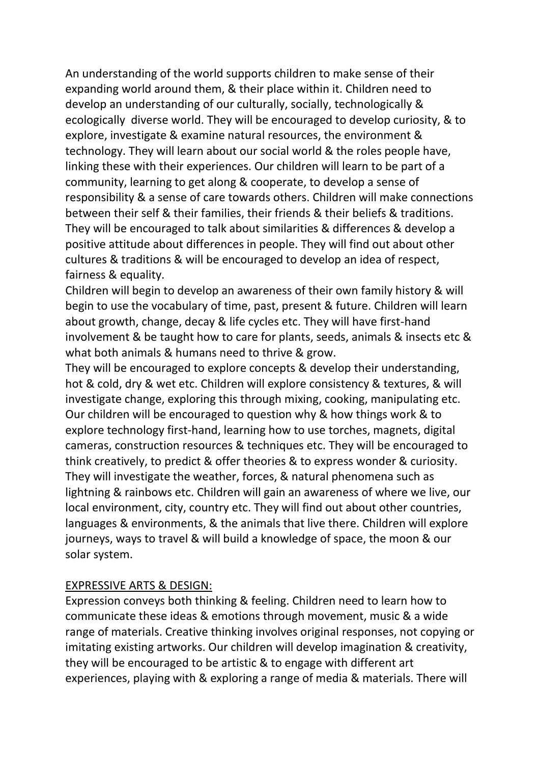An understanding of the world supports children to make sense of their expanding world around them, & their place within it. Children need to develop an understanding of our culturally, socially, technologically & ecologically diverse world. They will be encouraged to develop curiosity, & to explore, investigate & examine natural resources, the environment & technology. They will learn about our social world & the roles people have, linking these with their experiences. Our children will learn to be part of a community, learning to get along & cooperate, to develop a sense of responsibility & a sense of care towards others. Children will make connections between their self & their families, their friends & their beliefs & traditions. They will be encouraged to talk about similarities & differences & develop a positive attitude about differences in people. They will find out about other cultures & traditions & will be encouraged to develop an idea of respect, fairness & equality.

Children will begin to develop an awareness of their own family history & will begin to use the vocabulary of time, past, present & future. Children will learn about growth, change, decay & life cycles etc. They will have first-hand involvement & be taught how to care for plants, seeds, animals & insects etc & what both animals & humans need to thrive & grow.

They will be encouraged to explore concepts & develop their understanding, hot & cold, dry & wet etc. Children will explore consistency & textures, & will investigate change, exploring this through mixing, cooking, manipulating etc. Our children will be encouraged to question why & how things work & to explore technology first-hand, learning how to use torches, magnets, digital cameras, construction resources & techniques etc. They will be encouraged to think creatively, to predict & offer theories & to express wonder & curiosity. They will investigate the weather, forces, & natural phenomena such as lightning & rainbows etc. Children will gain an awareness of where we live, our local environment, city, country etc. They will find out about other countries, languages & environments, & the animals that live there. Children will explore journeys, ways to travel & will build a knowledge of space, the moon & our solar system.

## EXPRESSIVE ARTS & DESIGN:

Expression conveys both thinking & feeling. Children need to learn how to communicate these ideas & emotions through movement, music & a wide range of materials. Creative thinking involves original responses, not copying or imitating existing artworks. Our children will develop imagination & creativity, they will be encouraged to be artistic & to engage with different art experiences, playing with & exploring a range of media & materials. There will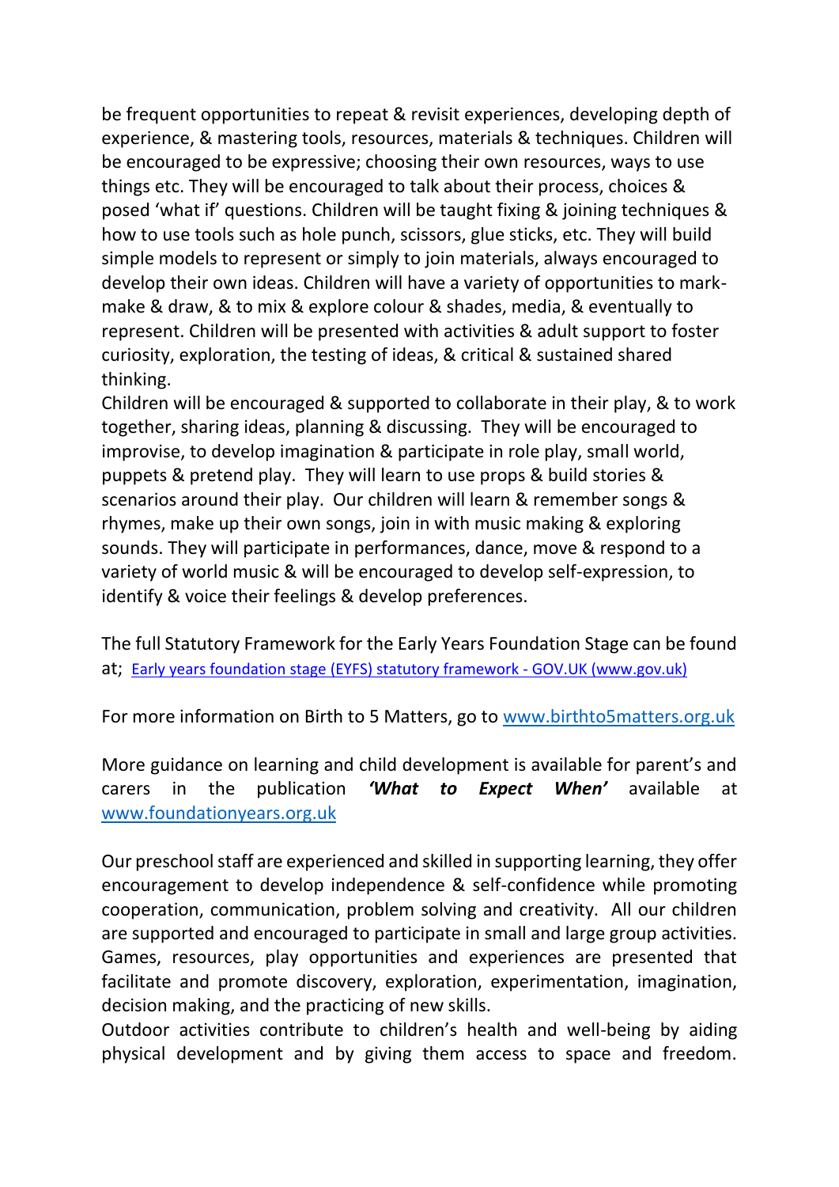be frequent opportunities to repeat & revisit experiences, developing depth of experience, & mastering tools, resources, materials & techniques. Children will be encouraged to be expressive; choosing their own resources, ways to use things etc. They will be encouraged to talk about their process, choices & posed 'what if' questions. Children will be taught fixing & joining techniques & how to use tools such as hole punch, scissors, glue sticks, etc. They will build simple models to represent or simply to join materials, always encouraged to develop their own ideas. Children will have a variety of opportunities to mark-make & draw, & to mix & explore colour & shades, media, & eventually to represent. Children will be presented with activities & adult support to foster curiosity, exploration, the testing of ideas, & critical & sustained shared thinking.
Children will be encouraged & supported to collaborate in their play, & to work together, sharing ideas, planning & discussing. They will be encouraged to improvise, to develop imagination & participate in role play, small world, puppets & pretend play. They will learn to use props & build stories & scenarios around their play. Our children will learn & remember songs & rhymes, make up their own songs, join in with music making & exploring sounds. They will participate in performances, dance, move & respond to a variety of world music & will be encouraged to develop self-expression, to identify & voice their feelings & develop preferences.

The full Statutory Framework for the Early Years Foundation Stage can be found at; [Early years foundation stage (EYFS) statutory framework - GOV.UK (www.gov.uk)]

For more information on Birth to 5 Matters, go to www.birthto5matters.org.uk

More guidance on learning and child development is available for parent's and carers in the publication ***'What to Expect When'*** available at www.foundationyears.org.uk

Our preschool staff are experienced and skilled in supporting learning, they offer encouragement to develop independence & self-confidence while promoting cooperation, communication, problem solving and creativity. All our children are supported and encouraged to participate in small and large group activities. Games, resources, play opportunities and experiences are presented that facilitate and promote discovery, exploration, experimentation, imagination, decision making, and the practicing of new skills.
Outdoor activities contribute to children's health and well-being by aiding physical development and by giving them access to space and freedom.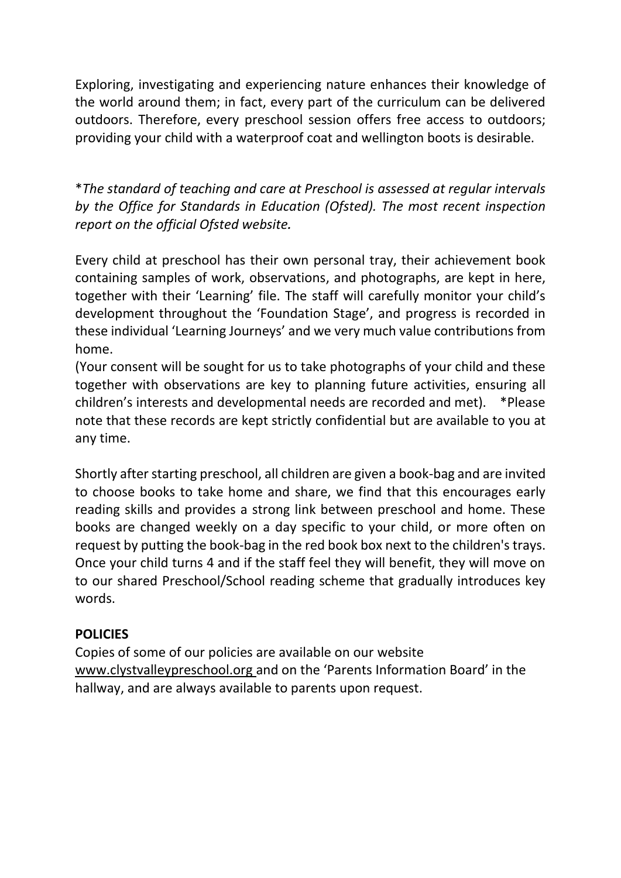Exploring, investigating and experiencing nature enhances their knowledge of the world around them; in fact, every part of the curriculum can be delivered outdoors. Therefore, every preschool session offers free access to outdoors; providing your child with a waterproof coat and wellington boots is desirable.

*\*The standard of teaching and care at Preschool is assessed at regular intervals by the Office for Standards in Education (Ofsted). The most recent inspection report on the official Ofsted website.*

Every child at preschool has their own personal tray, their achievement book containing samples of work, observations, and photographs, are kept in here, together with their 'Learning' file. The staff will carefully monitor your child's development throughout the 'Foundation Stage', and progress is recorded in these individual 'Learning Journeys' and we very much value contributions from home.

(Your consent will be sought for us to take photographs of your child and these together with observations are key to planning future activities, ensuring all children's interests and developmental needs are recorded and met). *Please note that these records are kept strictly confidential but are available to you at any time.

Shortly after starting preschool, all children are given a book-bag and are invited to choose books to take home and share, we find that this encourages early reading skills and provides a strong link between preschool and home. These books are changed weekly on a day specific to your child, or more often on request by putting the book-bag in the red book box next to the children's trays. Once your child turns 4 and if the staff feel they will benefit, they will move on to our shared Preschool/School reading scheme that gradually introduces key words.

**POLICIES**

Copies of some of our policies are available on our website www.clystvalleypreschool.org and on the 'Parents Information Board' in the hallway, and are always available to parents upon request.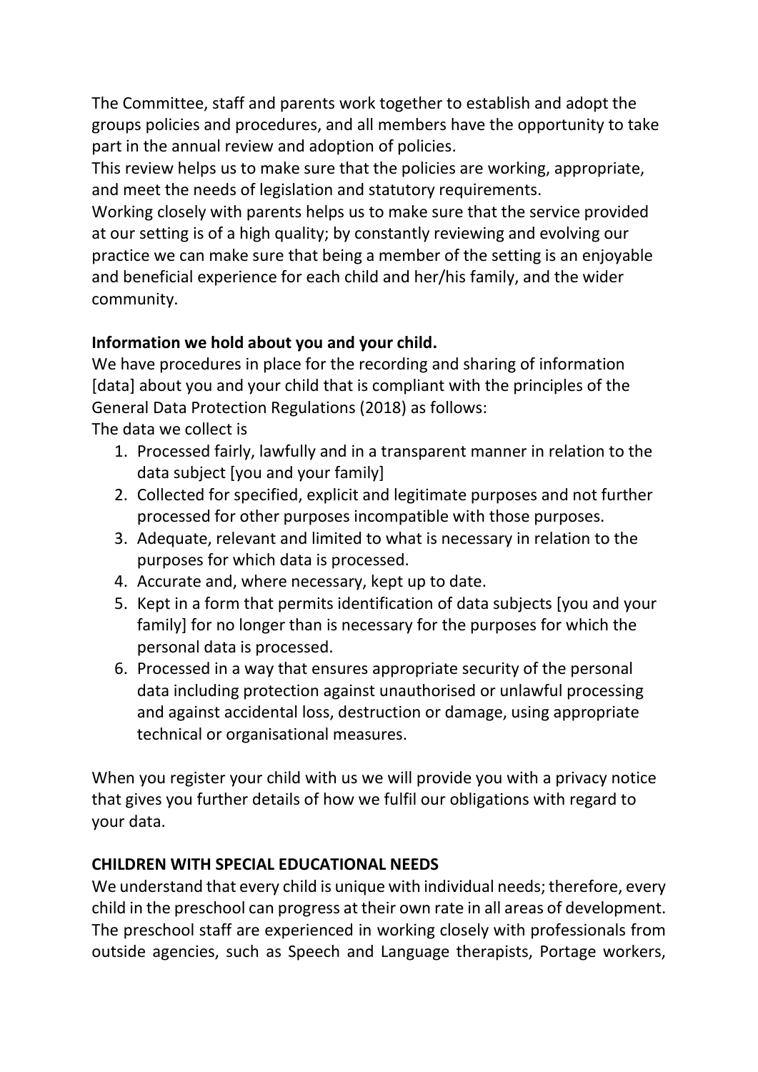The Committee, staff and parents work together to establish and adopt the groups policies and procedures, and all members have the opportunity to take part in the annual review and adoption of policies.
This review helps us to make sure that the policies are working, appropriate, and meet the needs of legislation and statutory requirements.
Working closely with parents helps us to make sure that the service provided at our setting is of a high quality; by constantly reviewing and evolving our practice we can make sure that being a member of the setting is an enjoyable and beneficial experience for each child and her/his family, and the wider community.

**Information we hold about you and your child.**
We have procedures in place for the recording and sharing of information [data] about you and your child that is compliant with the principles of the General Data Protection Regulations (2018) as follows:
The data we collect is

1. Processed fairly, lawfully and in a transparent manner in relation to the data subject [you and your family]
2. Collected for specified, explicit and legitimate purposes and not further processed for other purposes incompatible with those purposes.
3. Adequate, relevant and limited to what is necessary in relation to the purposes for which data is processed.
4. Accurate and, where necessary, kept up to date.
5. Kept in a form that permits identification of data subjects [you and your family] for no longer than is necessary for the purposes for which the personal data is processed.
6. Processed in a way that ensures appropriate security of the personal data including protection against unauthorised or unlawful processing and against accidental loss, destruction or damage, using appropriate technical or organisational measures.

When you register your child with us we will provide you with a privacy notice that gives you further details of how we fulfil our obligations with regard to your data.

**CHILDREN WITH SPECIAL EDUCATIONAL NEEDS**
We understand that every child is unique with individual needs; therefore, every child in the preschool can progress at their own rate in all areas of development. The preschool staff are experienced in working closely with professionals from outside agencies, such as Speech and Language therapists, Portage workers,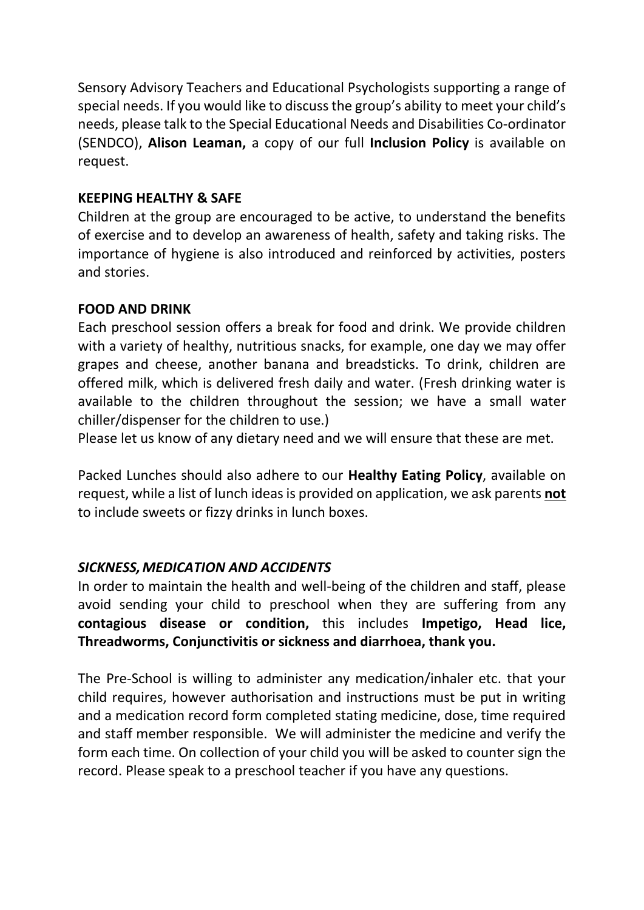Sensory Advisory Teachers and Educational Psychologists supporting a range of special needs. If you would like to discuss the group's ability to meet your child's needs, please talk to the Special Educational Needs and Disabilities Co-ordinator (SENDCO), **Alison Leaman,** a copy of our full **Inclusion Policy** is available on request.

## KEEPING HEALTHY & SAFE

Children at the group are encouraged to be active, to understand the benefits of exercise and to develop an awareness of health, safety and taking risks. The importance of hygiene is also introduced and reinforced by activities, posters and stories.

## FOOD AND DRINK

Each preschool session offers a break for food and drink. We provide children with a variety of healthy, nutritious snacks, for example, one day we may offer grapes and cheese, another banana and breadsticks. To drink, children are offered milk, which is delivered fresh daily and water. (Fresh drinking water is available to the children throughout the session; we have a small water chiller/dispenser for the children to use.)

Please let us know of any dietary need and we will ensure that these are met.

Packed Lunches should also adhere to our **Healthy Eating Policy**, available on request, while a list of lunch ideas is provided on application, we ask parents **not** to include sweets or fizzy drinks in lunch boxes.

## *SICKNESS, MEDICATION AND ACCIDENTS*

In order to maintain the health and well-being of the children and staff, please avoid sending your child to preschool when they are suffering from any **contagious disease or condition,** this includes **Impetigo, Head lice, Threadworms, Conjunctivitis or sickness and diarrhoea, thank you.**

The Pre-School is willing to administer any medication/inhaler etc. that your child requires, however authorisation and instructions must be put in writing and a medication record form completed stating medicine, dose, time required and staff member responsible. We will administer the medicine and verify the form each time. On collection of your child you will be asked to counter sign the record. Please speak to a preschool teacher if you have any questions.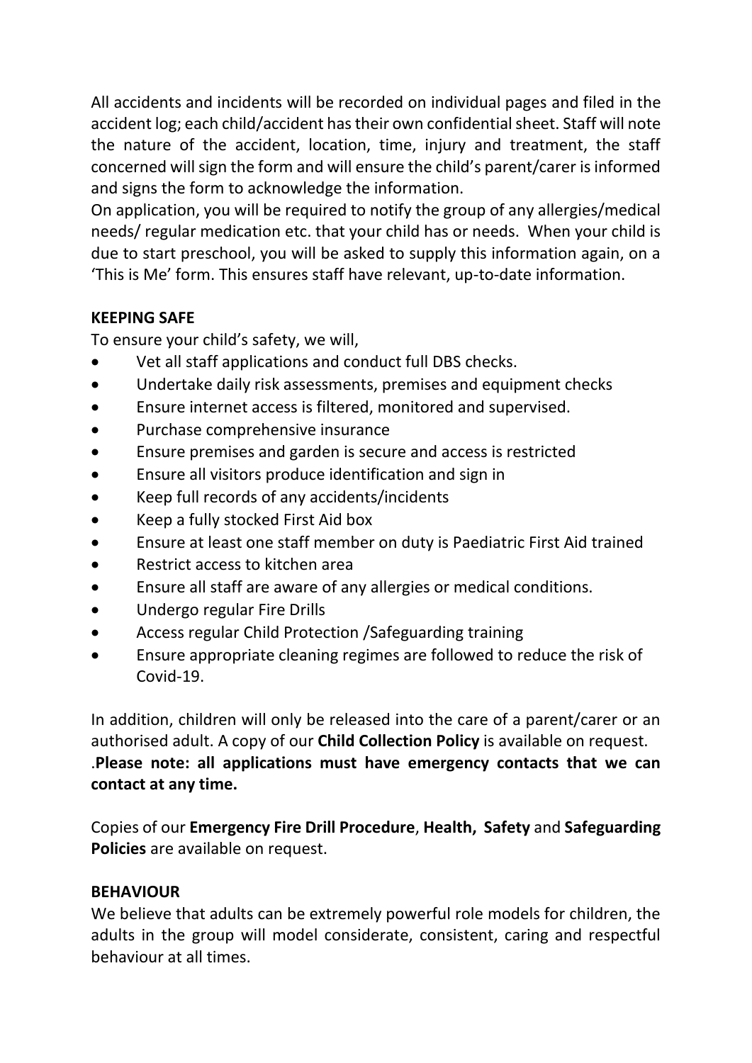All accidents and incidents will be recorded on individual pages and filed in the accident log; each child/accident has their own confidential sheet. Staff will note the nature of the accident, location, time, injury and treatment, the staff concerned will sign the form and will ensure the child's parent/carer is informed and signs the form to acknowledge the information.

On application, you will be required to notify the group of any allergies/medical needs/ regular medication etc. that your child has or needs. When your child is due to start preschool, you will be asked to supply this information again, on a 'This is Me' form. This ensures staff have relevant, up-to-date information.

**KEEPING SAFE**

To ensure your child's safety, we will,

- Vet all staff applications and conduct full DBS checks.
- Undertake daily risk assessments, premises and equipment checks
- Ensure internet access is filtered, monitored and supervised.
- Purchase comprehensive insurance
- Ensure premises and garden is secure and access is restricted
- Ensure all visitors produce identification and sign in
- Keep full records of any accidents/incidents
- Keep a fully stocked First Aid box
- Ensure at least one staff member on duty is Paediatric First Aid trained
- Restrict access to kitchen area
- Ensure all staff are aware of any allergies or medical conditions.
- Undergo regular Fire Drills
- Access regular Child Protection /Safeguarding training
- Ensure appropriate cleaning regimes are followed to reduce the risk of Covid-19.

In addition, children will only be released into the care of a parent/carer or an authorised adult. A copy of our **Child Collection Policy** is available on request. .**Please note: all applications must have emergency contacts that we can contact at any time.**

Copies of our **Emergency Fire Drill Procedure**, **Health, Safety** and **Safeguarding Policies** are available on request.

**BEHAVIOUR**

We believe that adults can be extremely powerful role models for children, the adults in the group will model considerate, consistent, caring and respectful behaviour at all times.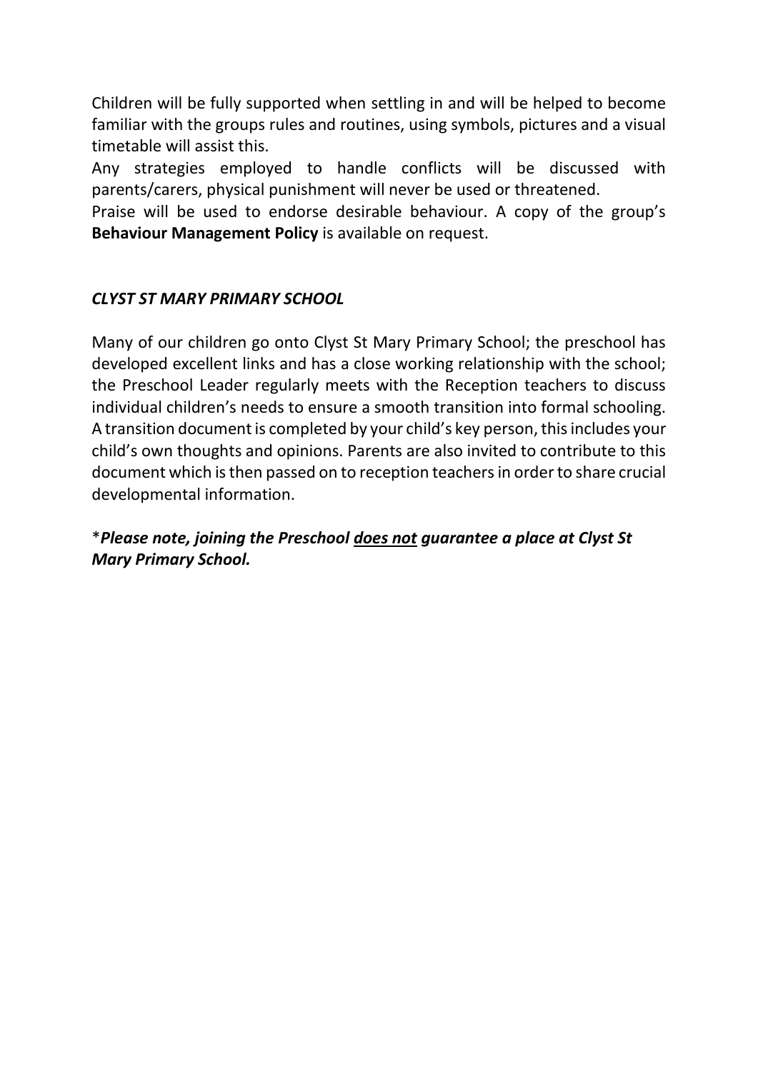Children will be fully supported when settling in and will be helped to become familiar with the groups rules and routines, using symbols, pictures and a visual timetable will assist this.

Any strategies employed to handle conflicts will be discussed with parents/carers, physical punishment will never be used or threatened.

Praise will be used to endorse desirable behaviour. A copy of the group's **Behaviour Management Policy** is available on request.

### ***CLYST ST MARY PRIMARY SCHOOL***

Many of our children go onto Clyst St Mary Primary School; the preschool has developed excellent links and has a close working relationship with the school; the Preschool Leader regularly meets with the Reception teachers to discuss individual children's needs to ensure a smooth transition into formal schooling. A transition document is completed by your child's key person, this includes your child's own thoughts and opinions. Parents are also invited to contribute to this document which is then passed on to reception teachers in order to share crucial developmental information.

\****Please note, joining the Preschool <u>does not</u> guarantee a place at Clyst St Mary Primary School.***